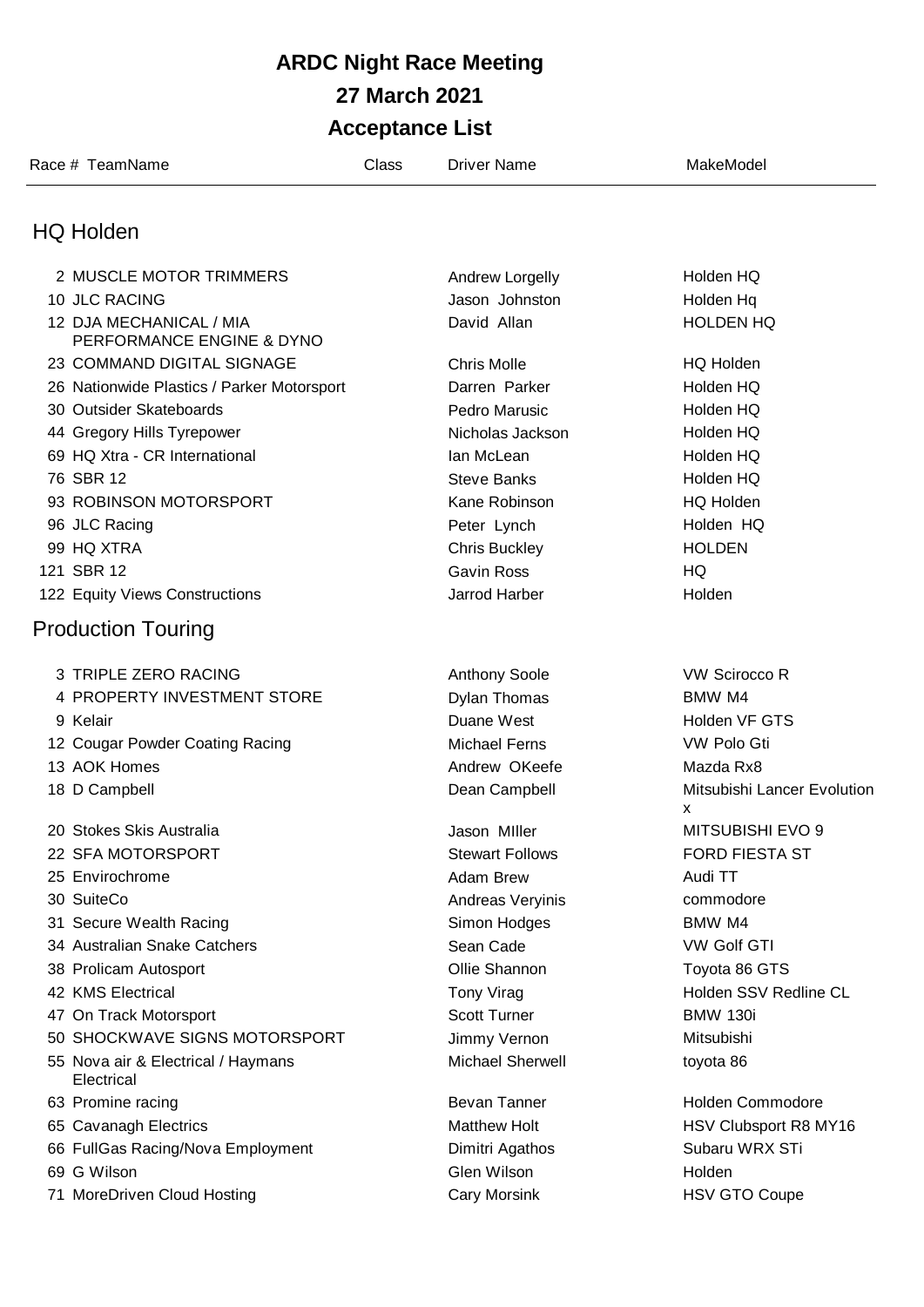# ARDC Night Race Meeting

## 27 March 2021

## Acceptance List

### HQ Holden

| Race # | TeamName | Class | Driver Name | MakeModel |
|---|---|---|---|---|
| 2 | MUSCLE MOTOR TRIMMERS | | Andrew Lorgelly | Holden HQ |
| 10 | JLC RACING | | Jason Johnston | Holden Hq |
| 12 | DJA MECHANICAL / MIA PERFORMANCE ENGINE & DYNO | | David Allan | HOLDEN HQ |
| 23 | COMMAND DIGITAL SIGNAGE | | Chris Molle | HQ Holden |
| 26 | Nationwide Plastics / Parker Motorsport | | Darren Parker | Holden HQ |
| 30 | Outsider Skateboards | | Pedro Marusic | Holden HQ |
| 44 | Gregory Hills Tyrepower | | Nicholas Jackson | Holden HQ |
| 69 | HQ Xtra - CR International | | Ian McLean | Holden HQ |
| 76 | SBR 12 | | Steve Banks | Holden HQ |
| 93 | ROBINSON MOTORSPORT | | Kane Robinson | HQ Holden |
| 96 | JLC Racing | | Peter Lynch | Holden HQ |
| 99 | HQ XTRA | | Chris Buckley | HOLDEN |
| 121 | SBR 12 | | Gavin Ross | HQ |
| 122 | Equity Views Constructions | | Jarrod Harber | Holden |

### Production Touring

| Race # | TeamName | Class | Driver Name | MakeModel |
|---|---|---|---|---|
| 3 | TRIPLE ZERO RACING | | Anthony Soole | VW Scirocco R |
| 4 | PROPERTY INVESTMENT STORE | | Dylan Thomas | BMW M4 |
| 9 | Kelair | | Duane West | Holden VF GTS |
| 12 | Cougar Powder Coating Racing | | Michael Ferns | VW Polo Gti |
| 13 | AOK Homes | | Andrew OKeefe | Mazda Rx8 |
| 18 | D Campbell | | Dean Campbell | Mitsubishi Lancer Evolution x |
| 20 | Stokes Skis Australia | | Jason MIller | MITSUBISHI EVO 9 |
| 22 | SFA MOTORSPORT | | Stewart Follows | FORD FIESTA ST |
| 25 | Envirochrome | | Adam Brew | Audi TT |
| 30 | SuiteCo | | Andreas Veryinis | commodore |
| 31 | Secure Wealth Racing | | Simon Hodges | BMW M4 |
| 34 | Australian Snake Catchers | | Sean Cade | VW Golf GTI |
| 38 | Prolicam Autosport | | Ollie Shannon | Toyota 86 GTS |
| 42 | KMS Electrical | | Tony Virag | Holden SSV Redline CL |
| 47 | On Track Motorsport | | Scott Turner | BMW 130i |
| 50 | SHOCKWAVE SIGNS MOTORSPORT | | Jimmy Vernon | Mitsubishi |
| 55 | Nova air & Electrical / Haymans Electrical | | Michael Sherwell | toyota 86 |
| 63 | Promine racing | | Bevan Tanner | Holden Commodore |
| 65 | Cavanagh Electrics | | Matthew Holt | HSV Clubsport R8 MY16 |
| 66 | FullGas Racing/Nova Employment | | Dimitri Agathos | Subaru WRX STi |
| 69 | G Wilson | | Glen Wilson | Holden |
| 71 | MoreDriven Cloud Hosting | | Cary Morsink | HSV GTO Coupe |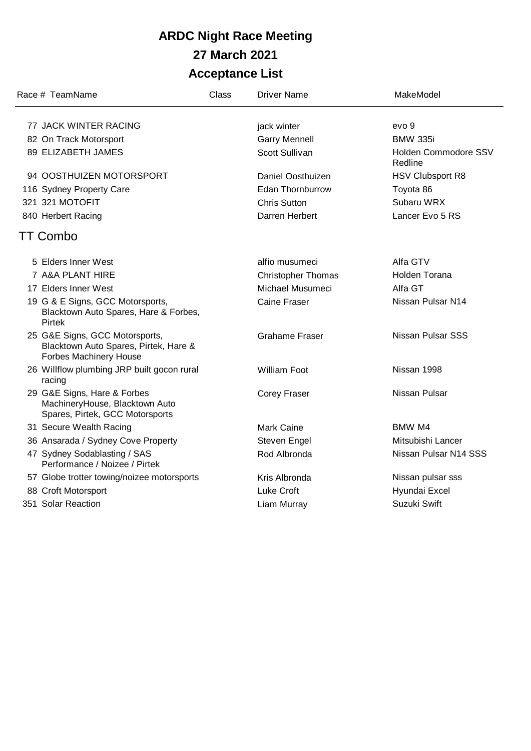# ARDC Night Race Meeting

## 27 March 2021

## Acceptance List

| Race # | TeamName | Class | Driver Name | MakeModel |
|---|---|---|---|---|
| 77 | JACK WINTER RACING | | jack winter | evo 9 |
| 82 | On Track Motorsport | | Garry Mennell | BMW 335i |
| 89 | ELIZABETH JAMES | | Scott Sullivan | Holden Commodore SSV Redline |
| 94 | OOSTHUIZEN MOTORSPORT | | Daniel Oosthuizen | HSV Clubsport R8 |
| 116 | Sydney Property Care | | Edan Thornburrow | Toyota 86 |
| 321 | 321 MOTOFIT | | Chris Sutton | Subaru WRX |
| 840 | Herbert Racing | | Darren Herbert | Lancer Evo 5 RS |

## TT Combo

| Race # | TeamName | Class | Driver Name | MakeModel |
|---|---|---|---|---|
| 5 | Elders Inner West | | alfio musumeci | Alfa GTV |
| 7 | A&A PLANT HIRE | | Christopher Thomas | Holden Torana |
| 17 | Elders Inner West | | Michael Musumeci | Alfa GT |
| 19 | G & E Signs, GCC Motorsports, Blacktown Auto Spares, Hare & Forbes, Pirtek | | Caine Fraser | Nissan Pulsar N14 |
| 25 | G&E Signs, GCC Motorsports, Blacktown Auto Spares, Pirtek, Hare & Forbes Machinery House | | Grahame Fraser | Nissan Pulsar SSS |
| 26 | Willflow plumbing JRP built gocon rural racing | | William Foot | Nissan 1998 |
| 29 | G&E Signs, Hare & Forbes MachineryHouse, Blacktown Auto Spares, Pirtek, GCC Motorsports | | Corey Fraser | Nissan Pulsar |
| 31 | Secure Wealth Racing | | Mark Caine | BMW M4 |
| 36 | Ansarada / Sydney Cove Property | | Steven Engel | Mitsubishi Lancer |
| 47 | Sydney Sodablasting / SAS Performance / Noizee / Pirtek | | Rod Albronda | Nissan Pulsar N14 SSS |
| 57 | Globe trotter towing/noizee motorsports | | Kris Albronda | Nissan pulsar sss |
| 88 | Croft Motorsport | | Luke Croft | Hyundai Excel |
| 351 | Solar Reaction | | Liam Murray | Suzuki Swift |